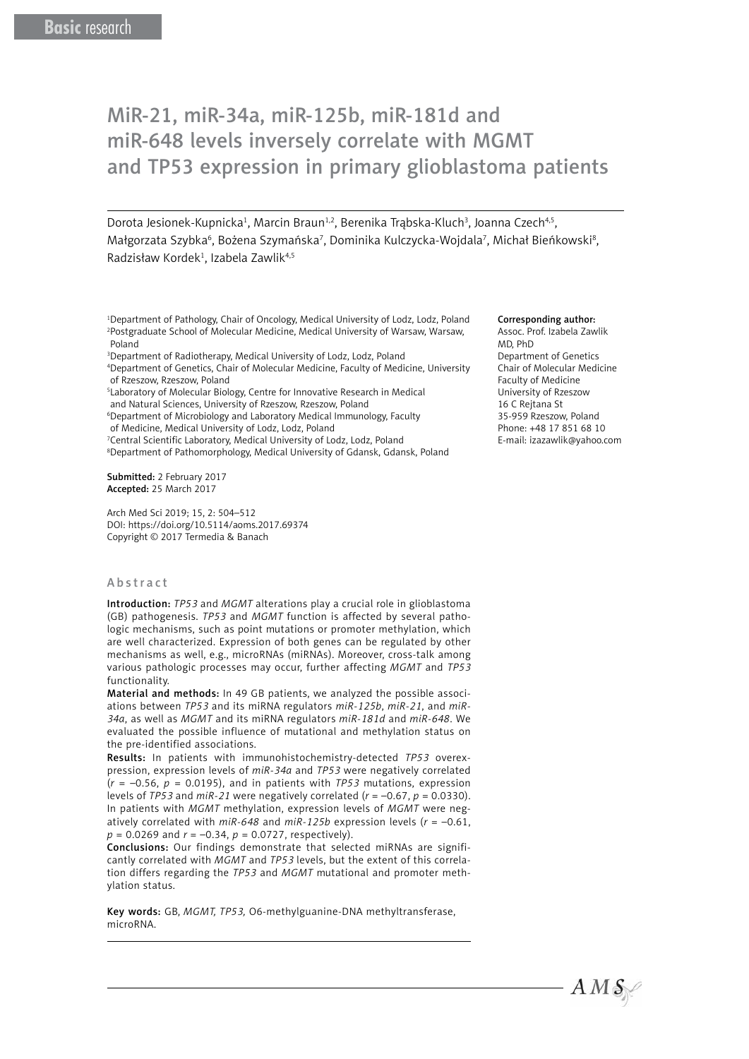Basic research

# MiR-21, miR-34a, miR-125b, miR-181d and miR-648 levels inversely correlate with MGMT and TP53 expression in primary glioblastoma patients

Dorota Jesionek-Kupnicka[1], Marcin Braun[1,2], Berenika Trąbska-Kluch[3], Joanna Czech[4,5], Małgorzata Szybka[6], Bożena Szymańska[7], Dominika Kulczycka-Wojdala[7], Michał Bieńkowski[8], Radzisław Kordek[1], Izabela Zawlik[4,5]

[1]Department of Pathology, Chair of Oncology, Medical University of Lodz, Lodz, Poland
[2]Postgraduate School of Molecular Medicine, Medical University of Warsaw, Warsaw, Poland
[3]Department of Radiotherapy, Medical University of Lodz, Lodz, Poland
[4]Department of Genetics, Chair of Molecular Medicine, Faculty of Medicine, University of Rzeszow, Rzeszow, Poland
[5]Laboratory of Molecular Biology, Centre for Innovative Research in Medical and Natural Sciences, University of Rzeszow, Rzeszow, Poland
[6]Department of Microbiology and Laboratory Medical Immunology, Faculty of Medicine, Medical University of Lodz, Lodz, Poland
[7]Central Scientific Laboratory, Medical University of Lodz, Lodz, Poland
[8]Department of Pathomorphology, Medical University of Gdansk, Gdansk, Poland

**Corresponding author:**
Assoc. Prof. Izabela Zawlik MD, PhD
Department of Genetics
Chair of Molecular Medicine
Faculty of Medicine
University of Rzeszow
16 C Rejtana St
35-959 Rzeszow, Poland
Phone: +48 17 851 68 10
E-mail: izazawlik@yahoo.com

**Submitted:** 2 February 2017
**Accepted:** 25 March 2017

Arch Med Sci 2019; 15, 2: 504–512
DOI: https://doi.org/10.5114/aoms.2017.69374
Copyright © 2017 Termedia & Banach

## Abstract

**Introduction:** *TP53* and *MGMT* alterations play a crucial role in glioblastoma (GB) pathogenesis. *TP53* and *MGMT* function is affected by several pathologic mechanisms, such as point mutations or promoter methylation, which are well characterized. Expression of both genes can be regulated by other mechanisms as well, e.g., microRNAs (miRNAs). Moreover, cross-talk among various pathologic processes may occur, further affecting *MGMT* and *TP53* functionality.

**Material and methods:** In 49 GB patients, we analyzed the possible associations between *TP53* and its miRNA regulators *miR-125b*, *miR-21*, and *miR-34a*, as well as *MGMT* and its miRNA regulators *miR-181d* and *miR-648*. We evaluated the possible influence of mutational and methylation status on the pre-identified associations.

**Results:** In patients with immunohistochemistry-detected *TP53* overexpression, expression levels of *miR-34a* and *TP53* were negatively correlated ($r = -0.56$, $p = 0.0195$), and in patients with *TP53* mutations, expression levels of *TP53* and *miR-21* were negatively correlated ($r = -0.67$, $p = 0.0330$). In patients with *MGMT* methylation, expression levels of *MGMT* were negatively correlated with *miR-648* and *miR-125b* expression levels ($r = -0.61$, $p = 0.0269$ and $r = -0.34$, $p = 0.0727$, respectively).

**Conclusions:** Our findings demonstrate that selected miRNAs are significantly correlated with *MGMT* and *TP53* levels, but the extent of this correlation differs regarding the *TP53* and *MGMT* mutational and promoter methylation status.

**Key words:** GB, *MGMT*, *TP53*, O6-methylguanine-DNA methyltransferase, microRNA.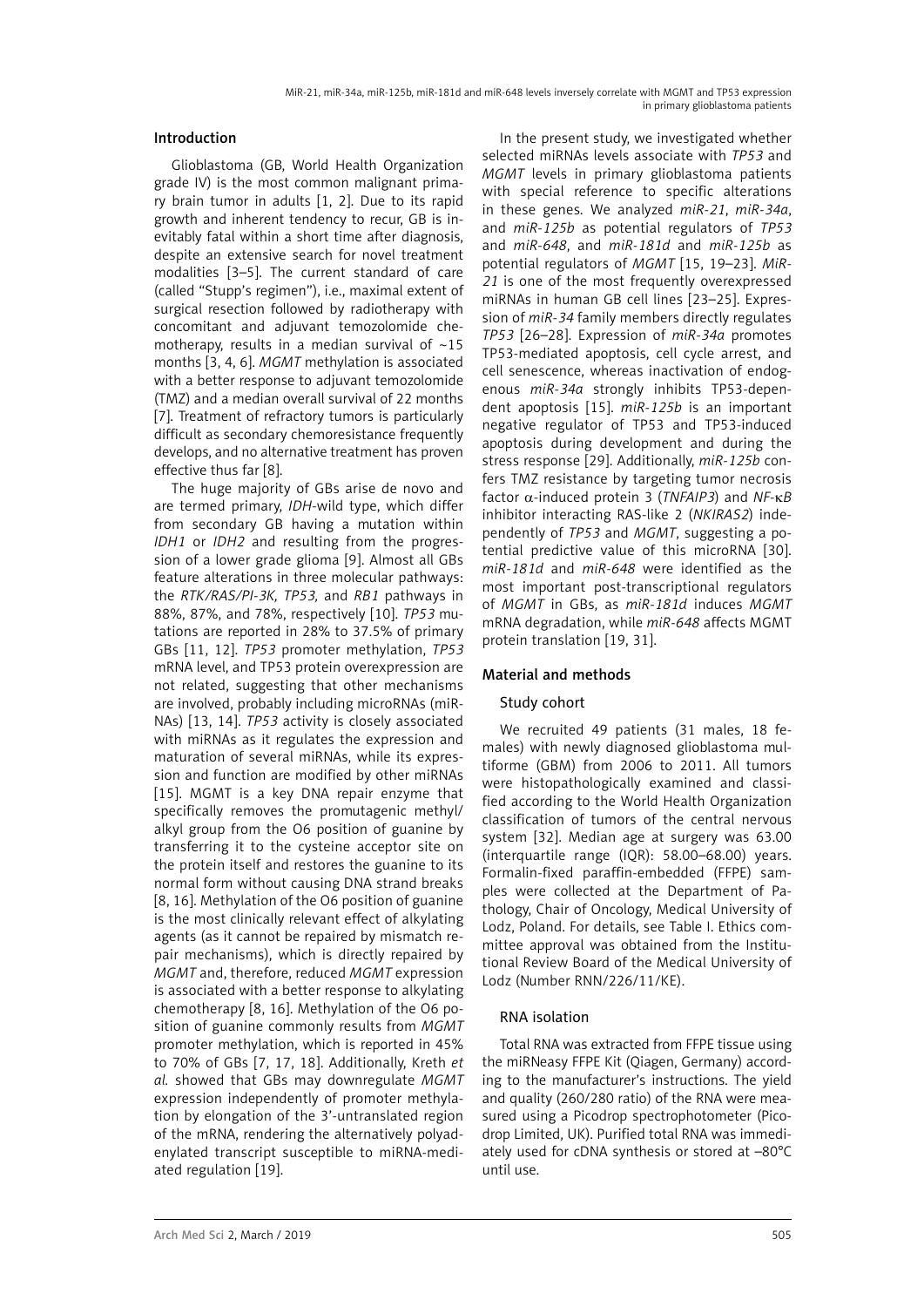## Introduction

Glioblastoma (GB, World Health Organization grade IV) is the most common malignant primary brain tumor in adults [1, 2]. Due to its rapid growth and inherent tendency to recur, GB is inevitably fatal within a short time after diagnosis, despite an extensive search for novel treatment modalities [3–5]. The current standard of care (called "Stupp's regimen"), i.e., maximal extent of surgical resection followed by radiotherapy with concomitant and adjuvant temozolomide chemotherapy, results in a median survival of ~15 months [3, 4, 6]. *MGMT* methylation is associated with a better response to adjuvant temozolomide (TMZ) and a median overall survival of 22 months [7]. Treatment of refractory tumors is particularly difficult as secondary chemoresistance frequently develops, and no alternative treatment has proven effective thus far [8].

The huge majority of GBs arise de novo and are termed primary, *IDH*-wild type, which differ from secondary GB having a mutation within *IDH1* or *IDH2* and resulting from the progression of a lower grade glioma [9]. Almost all GBs feature alterations in three molecular pathways: the *RTK/RAS/PI-3K, TP53,* and *RB1* pathways in 88%, 87%, and 78%, respectively [10]. *TP53* mutations are reported in 28% to 37.5% of primary GBs [11, 12]. *TP53* promoter methylation, *TP53* mRNA level, and TP53 protein overexpression are not related, suggesting that other mechanisms are involved, probably including microRNAs (miRNAs) [13, 14]. *TP53* activity is closely associated with miRNAs as it regulates the expression and maturation of several miRNAs, while its expression and function are modified by other miRNAs [15]. MGMT is a key DNA repair enzyme that specifically removes the promutagenic methyl/alkyl group from the O6 position of guanine by transferring it to the cysteine acceptor site on the protein itself and restores the guanine to its normal form without causing DNA strand breaks [8, 16]. Methylation of the O6 position of guanine is the most clinically relevant effect of alkylating agents (as it cannot be repaired by mismatch repair mechanisms), which is directly repaired by *MGMT* and, therefore, reduced *MGMT* expression is associated with a better response to alkylating chemotherapy [8, 16]. Methylation of the O6 position of guanine commonly results from *MGMT* promoter methylation, which is reported in 45% to 70% of GBs [7, 17, 18]. Additionally, Kreth *et al.* showed that GBs may downregulate *MGMT* expression independently of promoter methylation by elongation of the 3'-untranslated region of the mRNA, rendering the alternatively polyadenylated transcript susceptible to miRNA-mediated regulation [19].

In the present study, we investigated whether selected miRNAs levels associate with *TP53* and *MGMT* levels in primary glioblastoma patients with special reference to specific alterations in these genes. We analyzed *miR-21*, *miR-34a*, and *miR-125b* as potential regulators of *TP53* and *miR-648*, and *miR-181d* and *miR-125b* as potential regulators of *MGMT* [15, 19–23]. *MiR-21* is one of the most frequently overexpressed miRNAs in human GB cell lines [23–25]. Expression of *miR-34* family members directly regulates *TP53* [26–28]. Expression of *miR-34a* promotes TP53-mediated apoptosis, cell cycle arrest, and cell senescence, whereas inactivation of endogenous *miR-34a* strongly inhibits TP53-dependent apoptosis [15]. *miR-125b* is an important negative regulator of TP53 and TP53-induced apoptosis during development and during the stress response [29]. Additionally, *miR-125b* confers TMZ resistance by targeting tumor necrosis factor α-induced protein 3 (*TNFAIP3*) and *NF-κB* inhibitor interacting RAS-like 2 (*NKIRAS2*) independently of *TP53* and *MGMT*, suggesting a potential predictive value of this microRNA [30]. *miR-181d* and *miR-648* were identified as the most important post-transcriptional regulators of *MGMT* in GBs, as *miR-181d* induces *MGMT* mRNA degradation, while *miR-648* affects MGMT protein translation [19, 31].

## Material and methods

### Study cohort

We recruited 49 patients (31 males, 18 females) with newly diagnosed glioblastoma multiforme (GBM) from 2006 to 2011. All tumors were histopathologically examined and classified according to the World Health Organization classification of tumors of the central nervous system [32]. Median age at surgery was 63.00 (interquartile range (IQR): 58.00–68.00) years. Formalin-fixed paraffin-embedded (FFPE) samples were collected at the Department of Pathology, Chair of Oncology, Medical University of Lodz, Poland. For details, see Table I. Ethics committee approval was obtained from the Institutional Review Board of the Medical University of Lodz (Number RNN/226/11/KE).

### RNA isolation

Total RNA was extracted from FFPE tissue using the miRNeasy FFPE Kit (Qiagen, Germany) according to the manufacturer's instructions. The yield and quality (260/280 ratio) of the RNA were measured using a Picodrop spectrophotometer (Picodrop Limited, UK). Purified total RNA was immediately used for cDNA synthesis or stored at –80°C until use.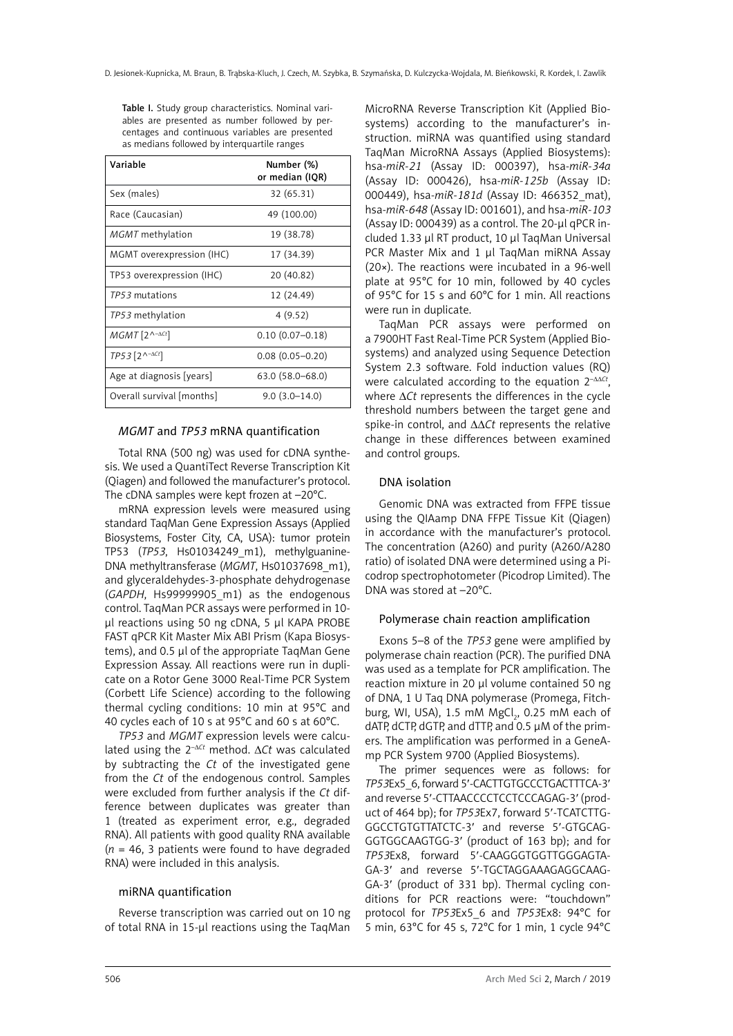**Table I.** Study group characteristics. Nominal variables are presented as number followed by percentages and continuous variables are presented as medians followed by interquartile ranges

| Variable | Number (%) or median (IQR) |
|---|---|
| Sex (males) | 32 (65.31) |
| Race (Caucasian) | 49 (100.00) |
| *MGMT* methylation | 19 (38.78) |
| MGMT overexpression (IHC) | 17 (34.39) |
| TP53 overexpression (IHC) | 20 (40.82) |
| *TP53* mutations | 12 (24.49) |
| *TP53* methylation | 4 (9.52) |
| *MGMT* [$2^{-\Delta Ct}$] | 0.10 (0.07–0.18) |
| *TP53* [$2^{-\Delta Ct}$] | 0.08 (0.05–0.20) |
| Age at diagnosis [years] | 63.0 (58.0–68.0) |
| Overall survival [months] | 9.0 (3.0–14.0) |

### *MGMT* and *TP53* mRNA quantification

Total RNA (500 ng) was used for cDNA synthesis. We used a QuantiTect Reverse Transcription Kit (Qiagen) and followed the manufacturer's protocol. The cDNA samples were kept frozen at –20°C.

mRNA expression levels were measured using standard TaqMan Gene Expression Assays (Applied Biosystems, Foster City, CA, USA): tumor protein TP53 (*TP53*, Hs01034249_m1), methylguanine-DNA methyltransferase (*MGMT*, Hs01037698_m1), and glyceraldehydes-3-phosphate dehydrogenase (*GAPDH*, Hs99999905_m1) as the endogenous control. TaqMan PCR assays were performed in 10-µl reactions using 50 ng cDNA, 5 µl KAPA PROBE FAST qPCR Kit Master Mix ABI Prism (Kapa Biosystems), and 0.5 µl of the appropriate TaqMan Gene Expression Assay. All reactions were run in duplicate on a Rotor Gene 3000 Real-Time PCR System (Corbett Life Science) according to the following thermal cycling conditions: 10 min at 95°C and 40 cycles each of 10 s at 95°C and 60 s at 60°C.

*TP53* and *MGMT* expression levels were calculated using the $2^{-\Delta Ct}$ method. $\Delta Ct$ was calculated by subtracting the *Ct* of the investigated gene from the *Ct* of the endogenous control. Samples were excluded from further analysis if the *Ct* difference between duplicates was greater than 1 (treated as experiment error, e.g., degraded RNA). All patients with good quality RNA available ($n$ = 46, 3 patients were found to have degraded RNA) were included in this analysis.

### miRNA quantification

Reverse transcription was carried out on 10 ng of total RNA in 15-µl reactions using the TaqMan MicroRNA Reverse Transcription Kit (Applied Biosystems) according to the manufacturer's instruction. miRNA was quantified using standard TaqMan MicroRNA Assays (Applied Biosystems): hsa-*miR-21* (Assay ID: 000397), hsa-*miR-34a* (Assay ID: 000426), hsa-*miR-125b* (Assay ID: 000449), hsa-*miR-181d* (Assay ID: 466352_mat), hsa-*miR-648* (Assay ID: 001601), and hsa-*miR-103* (Assay ID: 000439) as a control. The 20-µl qPCR included 1.33 µl RT product, 10 µl TaqMan Universal PCR Master Mix and 1 µl TaqMan miRNA Assay (20×). The reactions were incubated in a 96-well plate at 95°C for 10 min, followed by 40 cycles of 95°C for 15 s and 60°C for 1 min. All reactions were run in duplicate.

TaqMan PCR assays were performed on a 7900HT Fast Real-Time PCR System (Applied Biosystems) and analyzed using Sequence Detection System 2.3 software. Fold induction values (RQ) were calculated according to the equation $2^{-\Delta\Delta Ct}$, where $\Delta Ct$ represents the differences in the cycle threshold numbers between the target gene and spike-in control, and $\Delta\Delta Ct$ represents the relative change in these differences between examined and control groups.

### DNA isolation

Genomic DNA was extracted from FFPE tissue using the QIAamp DNA FFPE Tissue Kit (Qiagen) in accordance with the manufacturer's protocol. The concentration (A260) and purity (A260/A280 ratio) of isolated DNA were determined using a Picodrop spectrophotometer (Picodrop Limited). The DNA was stored at –20°C.

### Polymerase chain reaction amplification

Exons 5–8 of the *TP53* gene were amplified by polymerase chain reaction (PCR). The purified DNA was used as a template for PCR amplification. The reaction mixture in 20 µl volume contained 50 ng of DNA, 1 U Taq DNA polymerase (Promega, Fitchburg, WI, USA), 1.5 mM $MgCl_2$, 0.25 mM each of dATP, dCTP, dGTP, and dTTP, and 0.5 µM of the primers. The amplification was performed in a GeneAmp PCR System 9700 (Applied Biosystems).

The primer sequences were as follows: for *TP53*Ex5_6, forward 5′-CACTTGTGCCCTGACTTTCA-3′ and reverse 5′-CTTAACCCCTCCTCCCAGAG-3′ (product of 464 bp); for *TP53*Ex7, forward 5′-TCATCTTGGGCCTGTGTTATCTC-3′ and reverse 5′-GTGCAGGGTGGCAAGTGG-3′ (product of 163 bp); and for *TP53*Ex8, forward 5′-CAAGGGTGGTTGGGAGTAGA-3′ and reverse 5′-TGCTAGGAAAGAGGCAAGGA-3′ (product of 331 bp). Thermal cycling conditions for PCR reactions were: "touchdown" protocol for *TP53*Ex5_6 and *TP53*Ex8: 94°C for 5 min, 63°C for 45 s, 72°C for 1 min, 1 cycle 94°C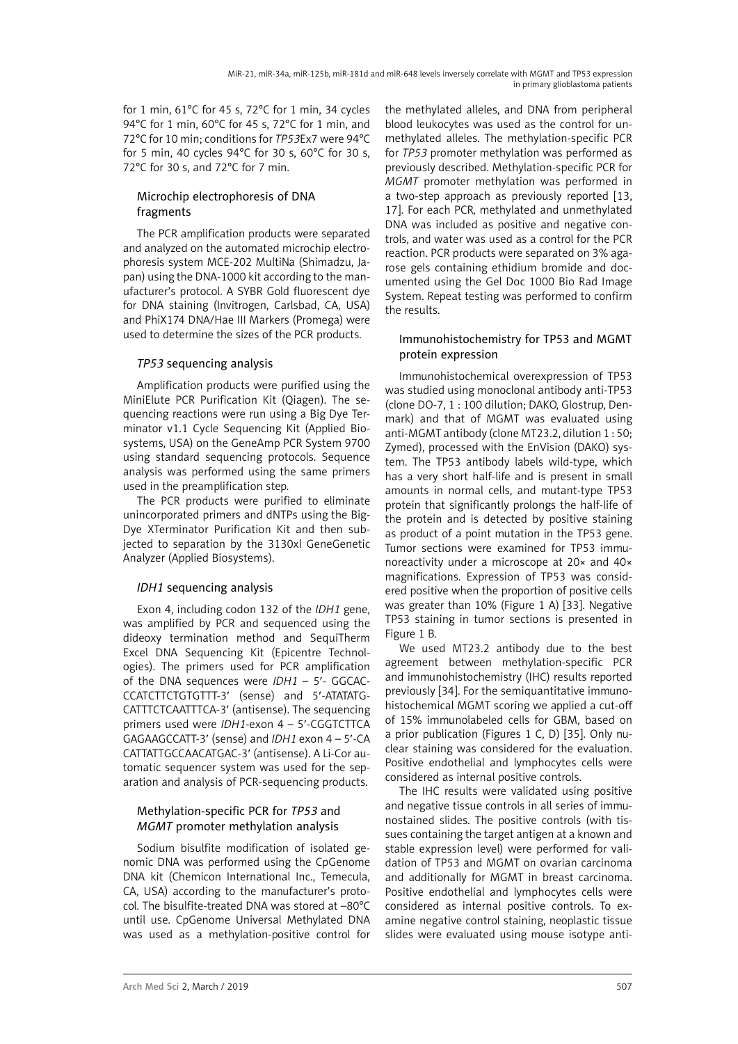for 1 min, 61°C for 45 s, 72°C for 1 min, 34 cycles 94°C for 1 min, 60°C for 45 s, 72°C for 1 min, and 72°C for 10 min; conditions for *TP53*Ex7 were 94°C for 5 min, 40 cycles 94°C for 30 s, 60°C for 30 s, 72°C for 30 s, and 72°C for 7 min.

### Microchip electrophoresis of DNA fragments

The PCR amplification products were separated and analyzed on the automated microchip electrophoresis system MCE-202 MultiNa (Shimadzu, Japan) using the DNA-1000 kit according to the manufacturer's protocol. A SYBR Gold fluorescent dye for DNA staining (Invitrogen, Carlsbad, CA, USA) and PhiX174 DNA/Hae III Markers (Promega) were used to determine the sizes of the PCR products.

### *TP53* sequencing analysis

Amplification products were purified using the MiniElute PCR Purification Kit (Qiagen). The sequencing reactions were run using a Big Dye Terminator v1.1 Cycle Sequencing Kit (Applied Biosystems, USA) on the GeneAmp PCR System 9700 using standard sequencing protocols. Sequence analysis was performed using the same primers used in the preamplification step.

The PCR products were purified to eliminate unincorporated primers and dNTPs using the BigDye XTerminator Purification Kit and then subjected to separation by the 3130xl GeneGenetic Analyzer (Applied Biosystems).

### *IDH1* sequencing analysis

Exon 4, including codon 132 of the *IDH1* gene, was amplified by PCR and sequenced using the dideoxy termination method and SequiTherm Excel DNA Sequencing Kit (Epicentre Technologies). The primers used for PCR amplification of the DNA sequences were *IDH1* – 5'- GGCACCCATCTTCTGTGTTT-3' (sense) and 5'-ATATATGCATTTCTCAATTTCA-3' (antisense). The sequencing primers used were *IDH1*-exon 4 – 5'-CGGTCTTCAGAGAAGCCATT-3' (sense) and *IDH1* exon 4 – 5'-CACATTATTGCCAACATGAC-3' (antisense). A Li-Cor automatic sequencer system was used for the separation and analysis of PCR-sequencing products.

### Methylation-specific PCR for *TP53* and *MGMT* promoter methylation analysis

Sodium bisulfite modification of isolated genomic DNA was performed using the CpGenome DNA kit (Chemicon International Inc., Temecula, CA, USA) according to the manufacturer's protocol. The bisulfite-treated DNA was stored at –80°C until use. CpGenome Universal Methylated DNA was used as a methylation-positive control for the methylated alleles, and DNA from peripheral blood leukocytes was used as the control for unmethylated alleles. The methylation-specific PCR for *TP53* promoter methylation was performed as previously described. Methylation-specific PCR for *MGMT* promoter methylation was performed in a two-step approach as previously reported [13, 17]. For each PCR, methylated and unmethylated DNA was included as positive and negative controls, and water was used as a control for the PCR reaction. PCR products were separated on 3% agarose gels containing ethidium bromide and documented using the Gel Doc 1000 Bio Rad Image System. Repeat testing was performed to confirm the results.

### Immunohistochemistry for TP53 and MGMT protein expression

Immunohistochemical overexpression of TP53 was studied using monoclonal antibody anti-TP53 (clone DO-7, 1 : 100 dilution; DAKO, Glostrup, Denmark) and that of MGMT was evaluated using anti-MGMT antibody (clone MT23.2, dilution 1 : 50; Zymed), processed with the EnVision (DAKO) system. The TP53 antibody labels wild-type, which has a very short half-life and is present in small amounts in normal cells, and mutant-type TP53 protein that significantly prolongs the half-life of the protein and is detected by positive staining as product of a point mutation in the TP53 gene. Tumor sections were examined for TP53 immunoreactivity under a microscope at 20× and 40× magnifications. Expression of TP53 was considered positive when the proportion of positive cells was greater than 10% (Figure 1 A) [33]. Negative TP53 staining in tumor sections is presented in Figure 1 B.

We used MT23.2 antibody due to the best agreement between methylation-specific PCR and immunohistochemistry (IHC) results reported previously [34]. For the semiquantitative immunohistochemical MGMT scoring we applied a cut-off of 15% immunolabeled cells for GBM, based on a prior publication (Figures 1 C, D) [35]. Only nuclear staining was considered for the evaluation. Positive endothelial and lymphocytes cells were considered as internal positive controls.

The IHC results were validated using positive and negative tissue controls in all series of immunostained slides. The positive controls (with tissues containing the target antigen at a known and stable expression level) were performed for validation of TP53 and MGMT on ovarian carcinoma and additionally for MGMT in breast carcinoma. Positive endothelial and lymphocytes cells were considered as internal positive controls. To examine negative control staining, neoplastic tissue slides were evaluated using mouse isotype anti-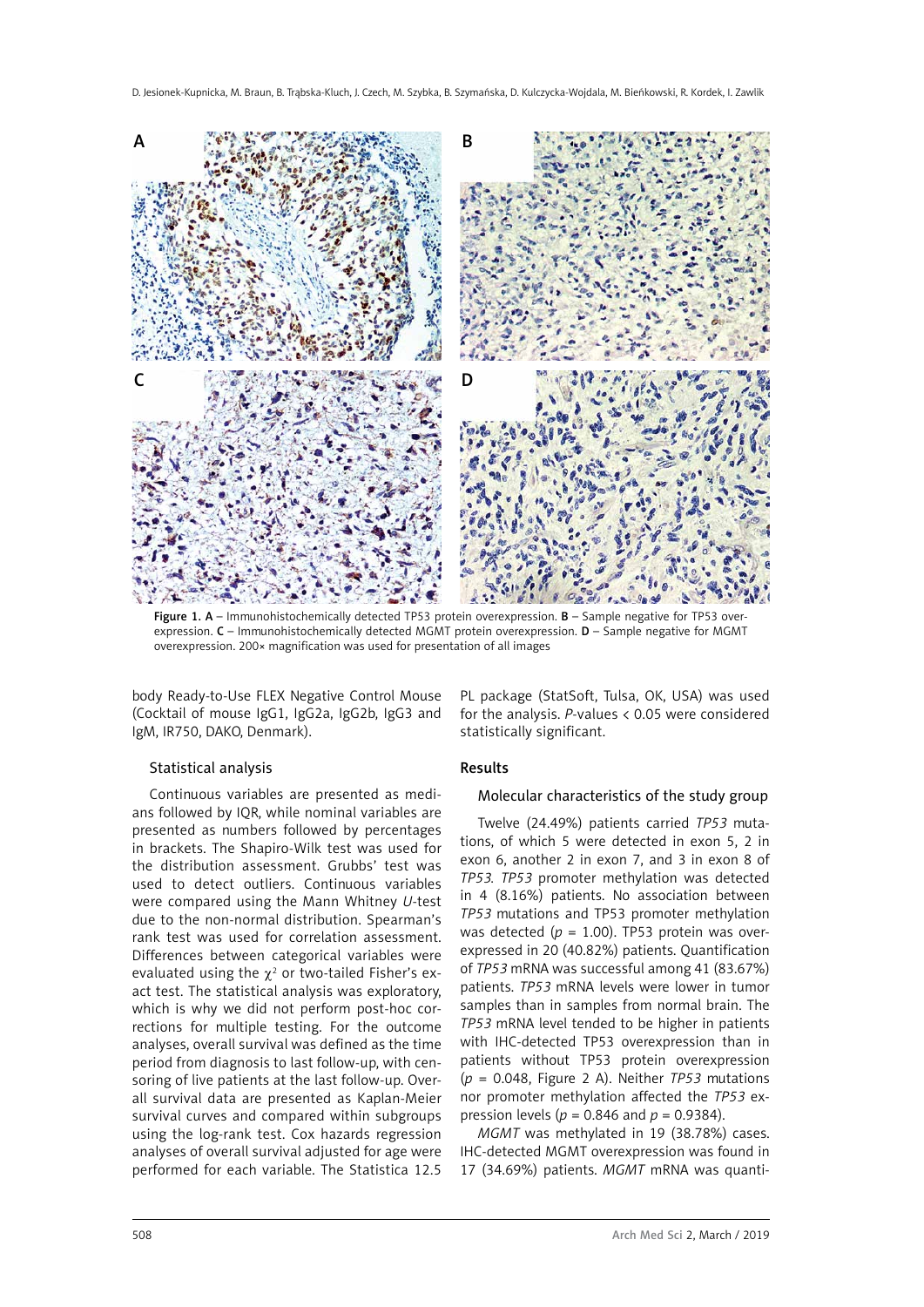Figure 1. A – Immunohistochemically detected TP53 protein overexpression. B – Sample negative for TP53 overexpression. C – Immunohistochemically detected MGMT protein overexpression. D – Sample negative for MGMT overexpression. 200× magnification was used for presentation of all images

body Ready-to-Use FLEX Negative Control Mouse (Cocktail of mouse IgG1, IgG2a, IgG2b, IgG3 and IgM, IR750, DAKO, Denmark).

### Statistical analysis

Continuous variables are presented as medians followed by IQR, while nominal variables are presented as numbers followed by percentages in brackets. The Shapiro-Wilk test was used for the distribution assessment. Grubbs' test was used to detect outliers. Continuous variables were compared using the Mann Whitney *U*-test due to the non-normal distribution. Spearman's rank test was used for correlation assessment. Differences between categorical variables were evaluated using the $\chi^2$ or two-tailed Fisher's exact test. The statistical analysis was exploratory, which is why we did not perform post-hoc corrections for multiple testing. For the outcome analyses, overall survival was defined as the time period from diagnosis to last follow-up, with censoring of live patients at the last follow-up. Overall survival data are presented as Kaplan-Meier survival curves and compared within subgroups using the log-rank test. Cox hazards regression analyses of overall survival adjusted for age were performed for each variable. The Statistica 12.5 PL package (StatSoft, Tulsa, OK, USA) was used for the analysis. *P*-values < 0.05 were considered statistically significant.

## Results

### Molecular characteristics of the study group

Twelve (24.49%) patients carried *TP53* mutations, of which 5 were detected in exon 5, 2 in exon 6, another 2 in exon 7, and 3 in exon 8 of *TP53*. *TP53* promoter methylation was detected in 4 (8.16%) patients. No association between *TP53* mutations and TP53 promoter methylation was detected ($p$ = 1.00). TP53 protein was overexpressed in 20 (40.82%) patients. Quantification of *TP53* mRNA was successful among 41 (83.67%) patients. *TP53* mRNA levels were lower in tumor samples than in samples from normal brain. The *TP53* mRNA level tended to be higher in patients with IHC-detected TP53 overexpression than in patients without TP53 protein overexpression ($p$ = 0.048, Figure 2 A). Neither *TP53* mutations nor promoter methylation affected the *TP53* expression levels ($p$ = 0.846 and $p$ = 0.9384).

*MGMT* was methylated in 19 (38.78%) cases. IHC-detected MGMT overexpression was found in 17 (34.69%) patients. *MGMT* mRNA was quanti-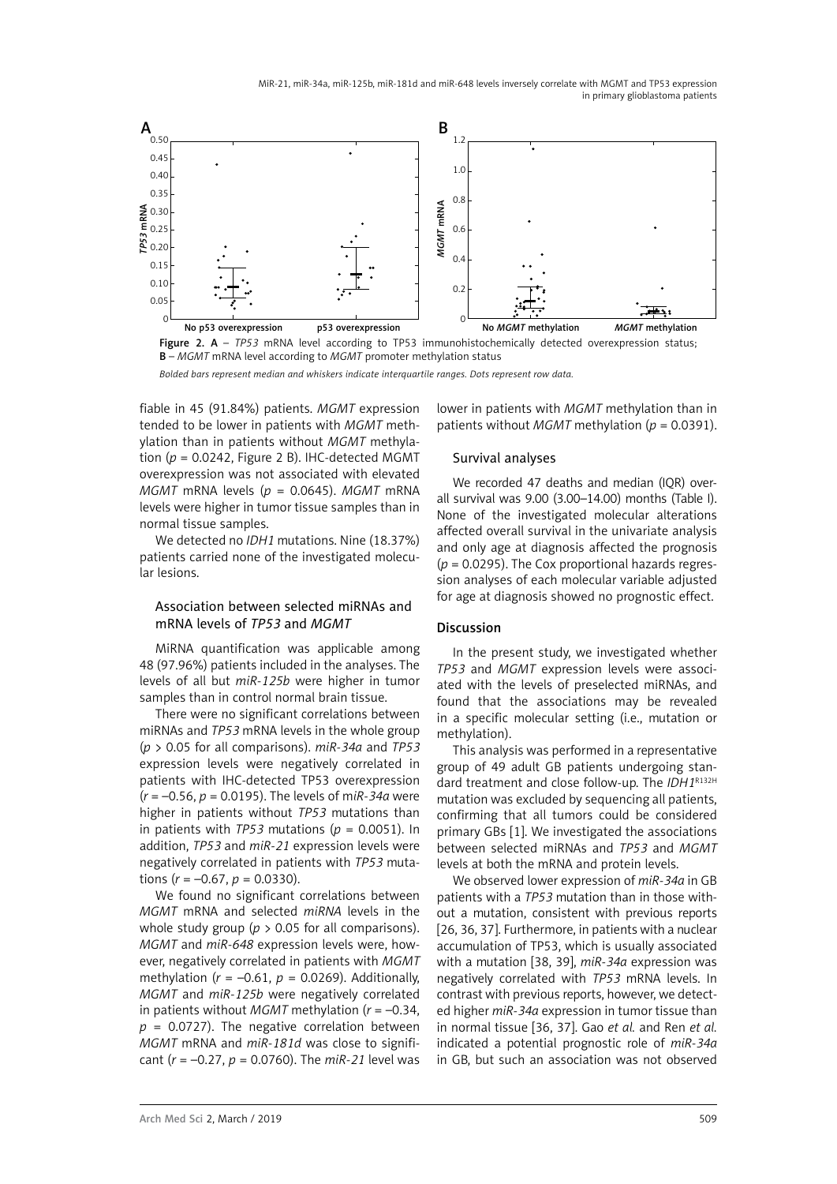Figure 2. A – *TP53* mRNA level according to TP53 immunohistochemically detected overexpression status; B – *MGMT* mRNA level according to *MGMT* promoter methylation status

*Bolded bars represent median and whiskers indicate interquartile ranges. Dots represent row data.*

fiable in 45 (91.84%) patients. *MGMT* expression tended to be lower in patients with *MGMT* methylation than in patients without *MGMT* methylation ($p$ = 0.0242, Figure 2 B). IHC-detected MGMT overexpression was not associated with elevated *MGMT* mRNA levels ($p$ = 0.0645). *MGMT* mRNA levels were higher in tumor tissue samples than in normal tissue samples.

We detected no *IDH1* mutations. Nine (18.37%) patients carried none of the investigated molecular lesions.

### Association between selected miRNAs and mRNA levels of *TP53* and *MGMT*

MiRNA quantification was applicable among 48 (97.96%) patients included in the analyses. The levels of all but *miR-125b* were higher in tumor samples than in control normal brain tissue.

There were no significant correlations between miRNAs and *TP53* mRNA levels in the whole group ($p$ > 0.05 for all comparisons). *miR-34a* and *TP53* expression levels were negatively correlated in patients with IHC-detected TP53 overexpression ($r$ = –0.56, $p$ = 0.0195). The levels of m*iR-34a* were higher in patients without *TP53* mutations than in patients with *TP53* mutations ($p$ = 0.0051). In addition, *TP53* and *miR-21* expression levels were negatively correlated in patients with *TP53* mutations ($r$ = –0.67, $p$ = 0.0330).

We found no significant correlations between *MGMT* mRNA and selected *miRNA* levels in the whole study group ($p$ > 0.05 for all comparisons). *MGMT* and *miR-648* expression levels were, however, negatively correlated in patients with *MGMT* methylation ($r$ = –0.61, $p$ = 0.0269). Additionally, *MGMT* and *miR-125b* were negatively correlated in patients without *MGMT* methylation ($r$ = –0.34, $p$ = 0.0727). The negative correlation between *MGMT* mRNA and *miR-181d* was close to significant ($r$ = –0.27, $p$ = 0.0760). The *miR-21* level was lower in patients with *MGMT* methylation than in patients without *MGMT* methylation ($p$ = 0.0391).

### Survival analyses

We recorded 47 deaths and median (IQR) overall survival was 9.00 (3.00–14.00) months (Table I). None of the investigated molecular alterations affected overall survival in the univariate analysis and only age at diagnosis affected the prognosis ($p$ = 0.0295). The Cox proportional hazards regression analyses of each molecular variable adjusted for age at diagnosis showed no prognostic effect.

## Discussion

In the present study, we investigated whether *TP53* and *MGMT* expression levels were associated with the levels of preselected miRNAs, and found that the associations may be revealed in a specific molecular setting (i.e., mutation or methylation).

This analysis was performed in a representative group of 49 adult GB patients undergoing standard treatment and close follow-up. The *IDH1*$^{R132H}$ mutation was excluded by sequencing all patients, confirming that all tumors could be considered primary GBs [1]. We investigated the associations between selected miRNAs and *TP53* and *MGMT* levels at both the mRNA and protein levels.

We observed lower expression of *miR-34a* in GB patients with a *TP53* mutation than in those without a mutation, consistent with previous reports [26, 36, 37]. Furthermore, in patients with a nuclear accumulation of TP53, which is usually associated with a mutation [38, 39], *miR-34a* expression was negatively correlated with *TP53* mRNA levels. In contrast with previous reports, however, we detected higher *miR-34a* expression in tumor tissue than in normal tissue [36, 37]. Gao *et al.* and Ren *et al.* indicated a potential prognostic role of *miR-34a* in GB, but such an association was not observed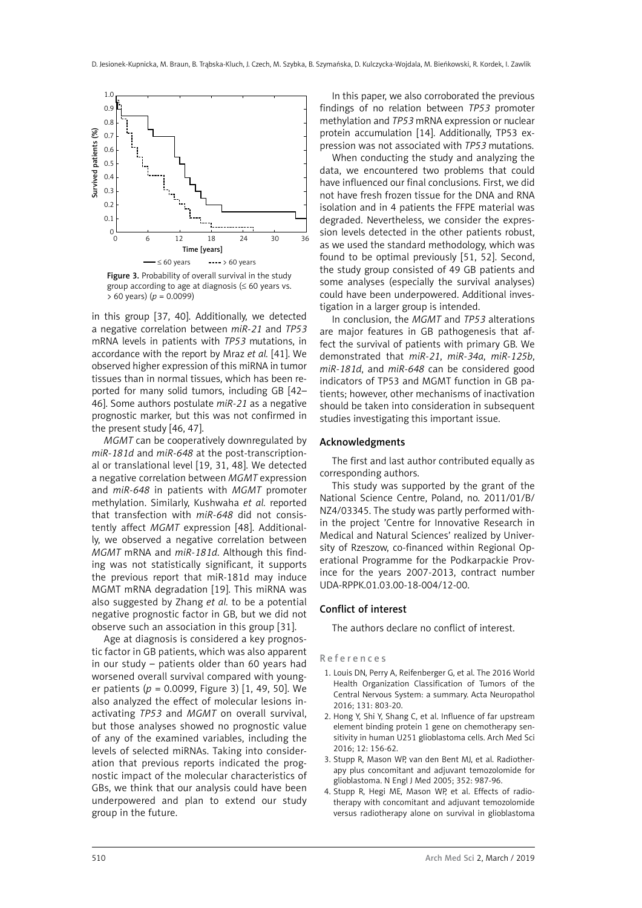Figure 3. Probability of overall survival in the study group according to age at diagnosis (≤ 60 years vs. > 60 years) ($p = 0.0099$)

in this group [37, 40]. Additionally, we detected a negative correlation between *miR-21* and *TP53* mRNA levels in patients with *TP53* mutations, in accordance with the report by Mraz *et al.* [41]. We observed higher expression of this miRNA in tumor tissues than in normal tissues, which has been reported for many solid tumors, including GB [42–46]. Some authors postulate *miR-21* as a negative prognostic marker, but this was not confirmed in the present study [46, 47].

*MGMT* can be cooperatively downregulated by *miR-181d* and *miR-648* at the post-transcriptional or translational level [19, 31, 48]. We detected a negative correlation between *MGMT* expression and *miR-648* in patients with *MGMT* promoter methylation. Similarly, Kushwaha *et al.* reported that transfection with *miR-648* did not consistently affect *MGMT* expression [48]. Additionally, we observed a negative correlation between *MGMT* mRNA and *miR-181d*. Although this finding was not statistically significant, it supports the previous report that miR-181d may induce MGMT mRNA degradation [19]. This miRNA was also suggested by Zhang *et al.* to be a potential negative prognostic factor in GB, but we did not observe such an association in this group [31].

Age at diagnosis is considered a key prognostic factor in GB patients, which was also apparent in our study – patients older than 60 years had worsened overall survival compared with younger patients ($p = 0.0099$, Figure 3) [1, 49, 50]. We also analyzed the effect of molecular lesions inactivating *TP53* and *MGMT* on overall survival, but those analyses showed no prognostic value of any of the examined variables, including the levels of selected miRNAs. Taking into consideration that previous reports indicated the prognostic impact of the molecular characteristics of GBs, we think that our analysis could have been underpowered and plan to extend our study group in the future.

In this paper, we also corroborated the previous findings of no relation between *TP53* promoter methylation and *TP53* mRNA expression or nuclear protein accumulation [14]. Additionally, TP53 expression was not associated with *TP53* mutations.

When conducting the study and analyzing the data, we encountered two problems that could have influenced our final conclusions. First, we did not have fresh frozen tissue for the DNA and RNA isolation and in 4 patients the FFPE material was degraded. Nevertheless, we consider the expression levels detected in the other patients robust, as we used the standard methodology, which was found to be optimal previously [51, 52]. Second, the study group consisted of 49 GB patients and some analyses (especially the survival analyses) could have been underpowered. Additional investigation in a larger group is intended.

In conclusion, the *MGMT* and *TP53* alterations are major features in GB pathogenesis that affect the survival of patients with primary GB. We demonstrated that *miR-21*, *miR-34a*, *miR-125b*, *miR-181d*, and *miR-648* can be considered good indicators of TP53 and MGMT function in GB patients; however, other mechanisms of inactivation should be taken into consideration in subsequent studies investigating this important issue.

## Acknowledgments

The first and last author contributed equally as corresponding authors.

This study was supported by the grant of the National Science Centre, Poland, no. 2011/01/B/NZ4/03345. The study was partly performed within the project 'Centre for Innovative Research in Medical and Natural Sciences' realized by University of Rzeszow, co-financed within Regional Operational Programme for the Podkarpackie Province for the years 2007-2013, contract number UDA-RPPK.01.03.00-18-004/12-00.

## Conflict of interest

The authors declare no conflict of interest.

## References

1. Louis DN, Perry A, Reifenberger G, et al. The 2016 World Health Organization Classification of Tumors of the Central Nervous System: a summary. Acta Neuropathol 2016; 131: 803-20.
2. Hong Y, Shi Y, Shang C, et al. Influence of far upstream element binding protein 1 gene on chemotherapy sensitivity in human U251 glioblastoma cells. Arch Med Sci 2016; 12: 156-62.
3. Stupp R, Mason WP, van den Bent MJ, et al. Radiotherapy plus concomitant and adjuvant temozolomide for glioblastoma. N Engl J Med 2005; 352: 987-96.
4. Stupp R, Hegi ME, Mason WP, et al. Effects of radiotherapy with concomitant and adjuvant temozolomide versus radiotherapy alone on survival in glioblastoma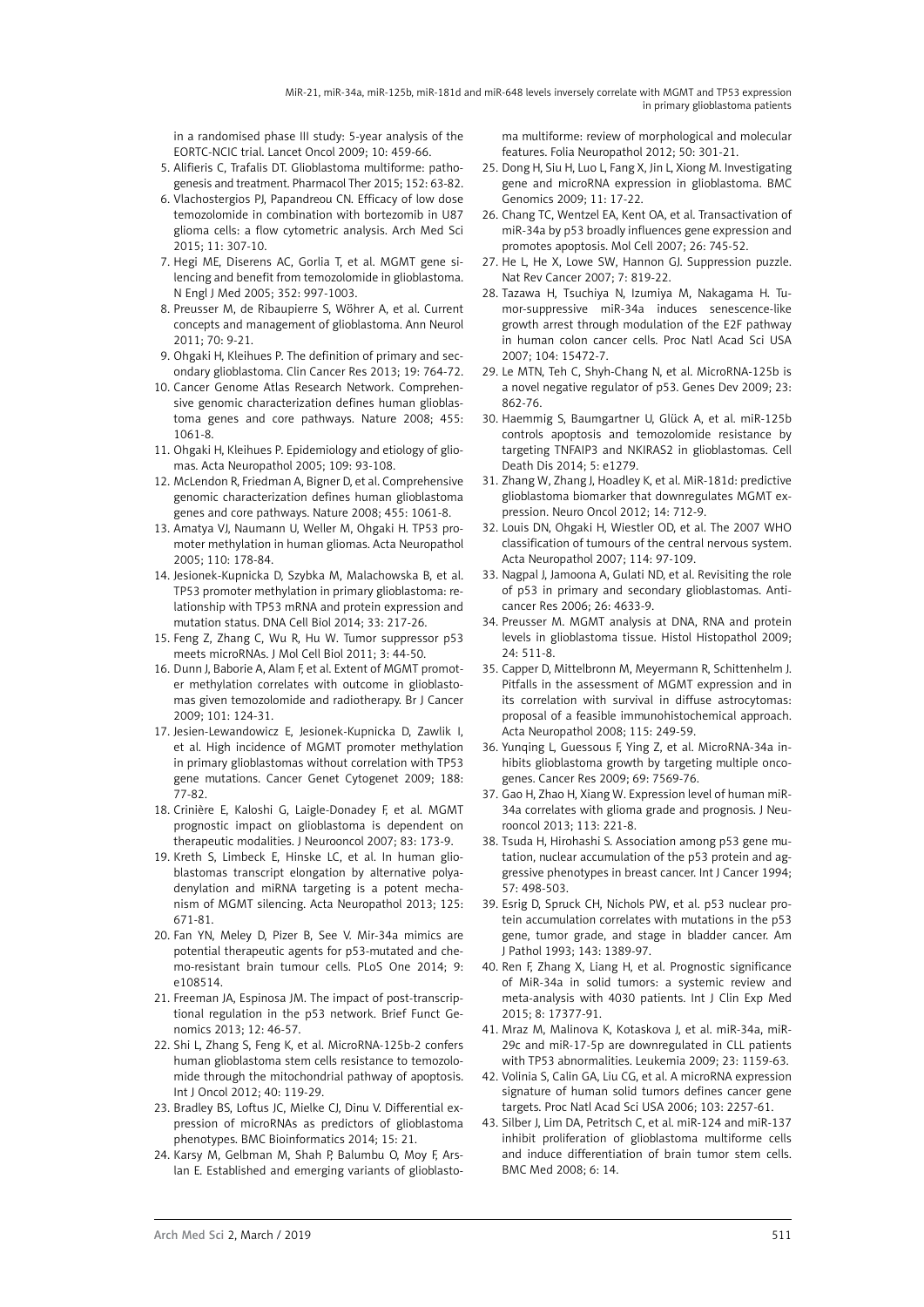in a randomised phase III study: 5-year analysis of the EORTC-NCIC trial. Lancet Oncol 2009; 10: 459-66.

5. Alifieris C, Trafalis DT. Glioblastoma multiforme: pathogenesis and treatment. Pharmacol Ther 2015; 152: 63-82.
6. Vlachostergios PJ, Papandreou CN. Efficacy of low dose temozolomide in combination with bortezomib in U87 glioma cells: a flow cytometric analysis. Arch Med Sci 2015; 11: 307-10.
7. Hegi ME, Diserens AC, Gorlia T, et al. MGMT gene silencing and benefit from temozolomide in glioblastoma. N Engl J Med 2005; 352: 997-1003.
8. Preusser M, de Ribaupierre S, Wöhrer A, et al. Current concepts and management of glioblastoma. Ann Neurol 2011; 70: 9-21.
9. Ohgaki H, Kleihues P. The definition of primary and secondary glioblastoma. Clin Cancer Res 2013; 19: 764-72.
10. Cancer Genome Atlas Research Network. Comprehensive genomic characterization defines human glioblastoma genes and core pathways. Nature 2008; 455: 1061-8.
11. Ohgaki H, Kleihues P. Epidemiology and etiology of gliomas. Acta Neuropathol 2005; 109: 93-108.
12. McLendon R, Friedman A, Bigner D, et al. Comprehensive genomic characterization defines human glioblastoma genes and core pathways. Nature 2008; 455: 1061-8.
13. Amatya VJ, Naumann U, Weller M, Ohgaki H. TP53 promoter methylation in human gliomas. Acta Neuropathol 2005; 110: 178-84.
14. Jesionek-Kupnicka D, Szybka M, Malachowska B, et al. TP53 promoter methylation in primary glioblastoma: relationship with TP53 mRNA and protein expression and mutation status. DNA Cell Biol 2014; 33: 217-26.
15. Feng Z, Zhang C, Wu R, Hu W. Tumor suppressor p53 meets microRNAs. J Mol Cell Biol 2011; 3: 44-50.
16. Dunn J, Baborie A, Alam F, et al. Extent of MGMT promoter methylation correlates with outcome in glioblastomas given temozolomide and radiotherapy. Br J Cancer 2009; 101: 124-31.
17. Jesien-Lewandowicz E, Jesionek-Kupnicka D, Zawlik I, et al. High incidence of MGMT promoter methylation in primary glioblastomas without correlation with TP53 gene mutations. Cancer Genet Cytogenet 2009; 188: 77-82.
18. Crinière E, Kaloshi G, Laigle-Donadey F, et al. MGMT prognostic impact on glioblastoma is dependent on therapeutic modalities. J Neurooncol 2007; 83: 173-9.
19. Kreth S, Limbeck E, Hinske LC, et al. In human glioblastomas transcript elongation by alternative polyadenylation and miRNA targeting is a potent mechanism of MGMT silencing. Acta Neuropathol 2013; 125: 671-81.
20. Fan YN, Meley D, Pizer B, See V. Mir-34a mimics are potential therapeutic agents for p53-mutated and chemo-resistant brain tumour cells. PLoS One 2014; 9: e108514.
21. Freeman JA, Espinosa JM. The impact of post-transcriptional regulation in the p53 network. Brief Funct Genomics 2013; 12: 46-57.
22. Shi L, Zhang S, Feng K, et al. MicroRNA-125b-2 confers human glioblastoma stem cells resistance to temozolomide through the mitochondrial pathway of apoptosis. Int J Oncol 2012; 40: 119-29.
23. Bradley BS, Loftus JC, Mielke CJ, Dinu V. Differential expression of microRNAs as predictors of glioblastoma phenotypes. BMC Bioinformatics 2014; 15: 21.
24. Karsy M, Gelbman M, Shah P, Balumbu O, Moy F, Arslan E. Established and emerging variants of glioblastoma multiforme: review of morphological and molecular features. Folia Neuropathol 2012; 50: 301-21.
25. Dong H, Siu H, Luo L, Fang X, Jin L, Xiong M. Investigating gene and microRNA expression in glioblastoma. BMC Genomics 2009; 11: 17-22.
26. Chang TC, Wentzel EA, Kent OA, et al. Transactivation of miR-34a by p53 broadly influences gene expression and promotes apoptosis. Mol Cell 2007; 26: 745-52.
27. He L, He X, Lowe SW, Hannon GJ. Suppression puzzle. Nat Rev Cancer 2007; 7: 819-22.
28. Tazawa H, Tsuchiya N, Izumiya M, Nakagama H. Tumor-suppressive miR-34a induces senescence-like growth arrest through modulation of the E2F pathway in human colon cancer cells. Proc Natl Acad Sci USA 2007; 104: 15472-7.
29. Le MTN, Teh C, Shyh-Chang N, et al. MicroRNA-125b is a novel negative regulator of p53. Genes Dev 2009; 23: 862-76.
30. Haemmig S, Baumgartner U, Glück A, et al. miR-125b controls apoptosis and temozolomide resistance by targeting TNFAIP3 and NKIRAS2 in glioblastomas. Cell Death Dis 2014; 5: e1279.
31. Zhang W, Zhang J, Hoadley K, et al. MiR-181d: predictive glioblastoma biomarker that downregulates MGMT expression. Neuro Oncol 2012; 14: 712-9.
32. Louis DN, Ohgaki H, Wiestler OD, et al. The 2007 WHO classification of tumours of the central nervous system. Acta Neuropathol 2007; 114: 97-109.
33. Nagpal J, Jamoona A, Gulati ND, et al. Revisiting the role of p53 in primary and secondary glioblastomas. Anticancer Res 2006; 26: 4633-9.
34. Preusser M. MGMT analysis at DNA, RNA and protein levels in glioblastoma tissue. Histol Histopathol 2009; 24: 511-8.
35. Capper D, Mittelbronn M, Meyermann R, Schittenhelm J. Pitfalls in the assessment of MGMT expression and in its correlation with survival in diffuse astrocytomas: proposal of a feasible immunohistochemical approach. Acta Neuropathol 2008; 115: 249-59.
36. Yunqing L, Guessous F, Ying Z, et al. MicroRNA-34a inhibits glioblastoma growth by targeting multiple oncogenes. Cancer Res 2009; 69: 7569-76.
37. Gao H, Zhao H, Xiang W. Expression level of human miR-34a correlates with glioma grade and prognosis. J Neurooncol 2013; 113: 221-8.
38. Tsuda H, Hirohashi S. Association among p53 gene mutation, nuclear accumulation of the p53 protein and aggressive phenotypes in breast cancer. Int J Cancer 1994; 57: 498-503.
39. Esrig D, Spruck CH, Nichols PW, et al. p53 nuclear protein accumulation correlates with mutations in the p53 gene, tumor grade, and stage in bladder cancer. Am J Pathol 1993; 143: 1389-97.
40. Ren F, Zhang X, Liang H, et al. Prognostic significance of MiR-34a in solid tumors: a systemic review and meta-analysis with 4030 patients. Int J Clin Exp Med 2015; 8: 17377-91.
41. Mraz M, Malinova K, Kotaskova J, et al. miR-34a, miR-29c and miR-17-5p are downregulated in CLL patients with TP53 abnormalities. Leukemia 2009; 23: 1159-63.
42. Volinia S, Calin GA, Liu CG, et al. A microRNA expression signature of human solid tumors defines cancer gene targets. Proc Natl Acad Sci USA 2006; 103: 2257-61.
43. Silber J, Lim DA, Petritsch C, et al. miR-124 and miR-137 inhibit proliferation of glioblastoma multiforme cells and induce differentiation of brain tumor stem cells. BMC Med 2008; 6: 14.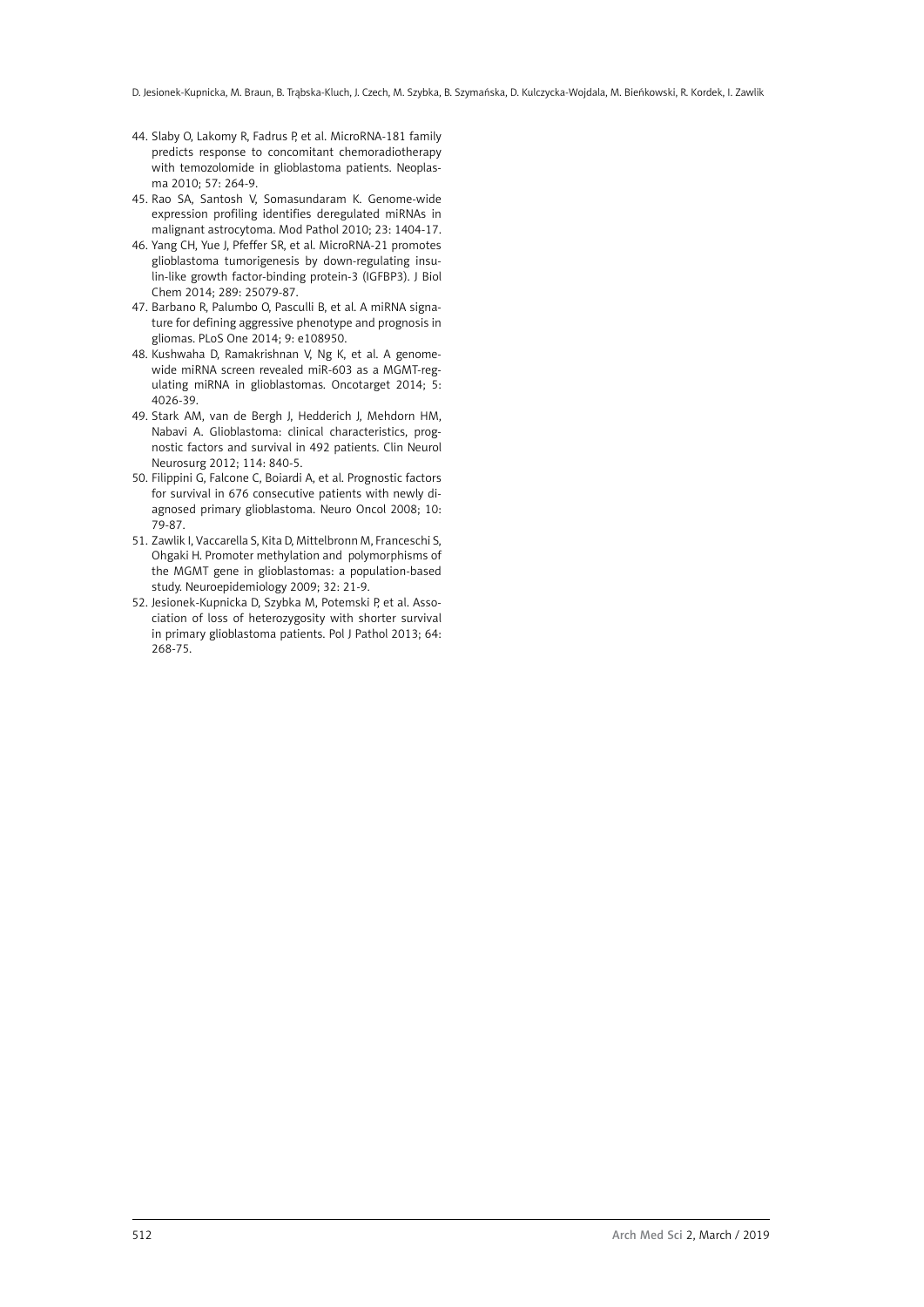44. Slaby O, Lakomy R, Fadrus P, et al. MicroRNA-181 family predicts response to concomitant chemoradiotherapy with temozolomide in glioblastoma patients. Neoplasma 2010; 57: 264-9.
45. Rao SA, Santosh V, Somasundaram K. Genome-wide expression profiling identifies deregulated miRNAs in malignant astrocytoma. Mod Pathol 2010; 23: 1404-17.
46. Yang CH, Yue J, Pfeffer SR, et al. MicroRNA-21 promotes glioblastoma tumorigenesis by down-regulating insulin-like growth factor-binding protein-3 (IGFBP3). J Biol Chem 2014; 289: 25079-87.
47. Barbano R, Palumbo O, Pasculli B, et al. A miRNA signature for defining aggressive phenotype and prognosis in gliomas. PLoS One 2014; 9: e108950.
48. Kushwaha D, Ramakrishnan V, Ng K, et al. A genome-wide miRNA screen revealed miR-603 as a MGMT-regulating miRNA in glioblastomas. Oncotarget 2014; 5: 4026-39.
49. Stark AM, van de Bergh J, Hedderich J, Mehdorn HM, Nabavi A. Glioblastoma: clinical characteristics, prognostic factors and survival in 492 patients. Clin Neurol Neurosurg 2012; 114: 840-5.
50. Filippini G, Falcone C, Boiardi A, et al. Prognostic factors for survival in 676 consecutive patients with newly diagnosed primary glioblastoma. Neuro Oncol 2008; 10: 79-87.
51. Zawlik I, Vaccarella S, Kita D, Mittelbronn M, Franceschi S, Ohgaki H. Promoter methylation and polymorphisms of the MGMT gene in glioblastomas: a population-based study. Neuroepidemiology 2009; 32: 21-9.
52. Jesionek-Kupnicka D, Szybka M, Potemski P, et al. Association of loss of heterozygosity with shorter survival in primary glioblastoma patients. Pol J Pathol 2013; 64: 268-75.